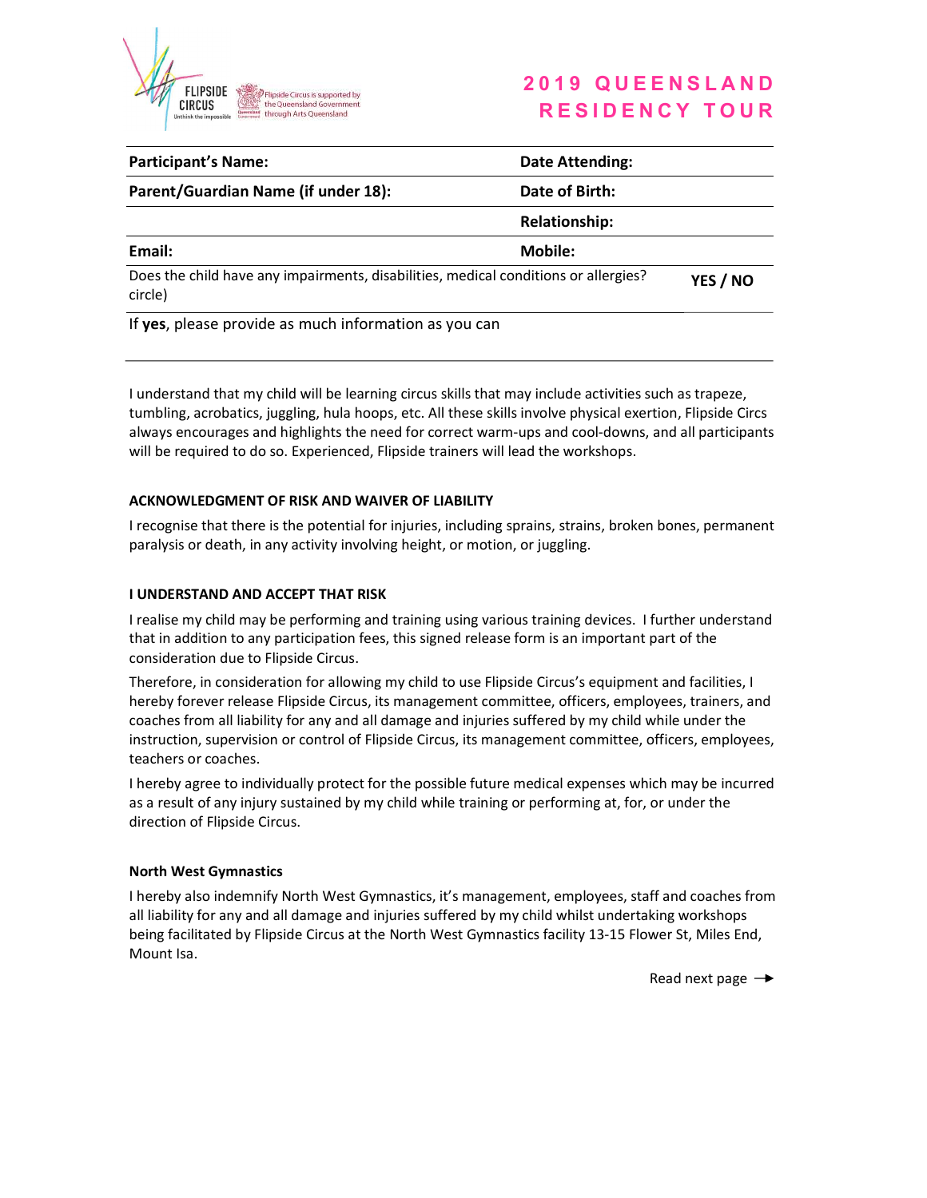FLIPSIDE CIRCUS
Unthink the impossible

Flipside Circus is supported by the Queensland Government through Arts Queensland

# 2019 QUEENSLAND RESIDENCY TOUR

| | |
|---|---|
| **Participant's Name:** | **Date Attending:** |
| **Parent/Guardian Name (if under 18):** | **Date of Birth:** |
| | **Relationship:** |
| **Email:** | **Mobile:** |

Does the child have any impairments, disabilities, medical conditions or allergies? circle) **YES / NO**

If **yes**, please provide as much information as you can

I understand that my child will be learning circus skills that may include activities such as trapeze, tumbling, acrobatics, juggling, hula hoops, etc. All these skills involve physical exertion, Flipside Circs always encourages and highlights the need for correct warm-ups and cool-downs, and all participants will be required to do so. Experienced, Flipside trainers will lead the workshops.

**ACKNOWLEDGMENT OF RISK AND WAIVER OF LIABILITY**

I recognise that there is the potential for injuries, including sprains, strains, broken bones, permanent paralysis or death, in any activity involving height, or motion, or juggling.

**I UNDERSTAND AND ACCEPT THAT RISK**

I realise my child may be performing and training using various training devices. I further understand that in addition to any participation fees, this signed release form is an important part of the consideration due to Flipside Circus.

Therefore, in consideration for allowing my child to use Flipside Circus's equipment and facilities, I hereby forever release Flipside Circus, its management committee, officers, employees, trainers, and coaches from all liability for any and all damage and injuries suffered by my child while under the instruction, supervision or control of Flipside Circus, its management committee, officers, employees, teachers or coaches.

I hereby agree to individually protect for the possible future medical expenses which may be incurred as a result of any injury sustained by my child while training or performing at, for, or under the direction of Flipside Circus.

**North West Gymnastics**

I hereby also indemnify North West Gymnastics, it's management, employees, staff and coaches from all liability for any and all damage and injuries suffered by my child whilst undertaking workshops being facilitated by Flipside Circus at the North West Gymnastics facility 13-15 Flower St, Miles End, Mount Isa.

Read next page →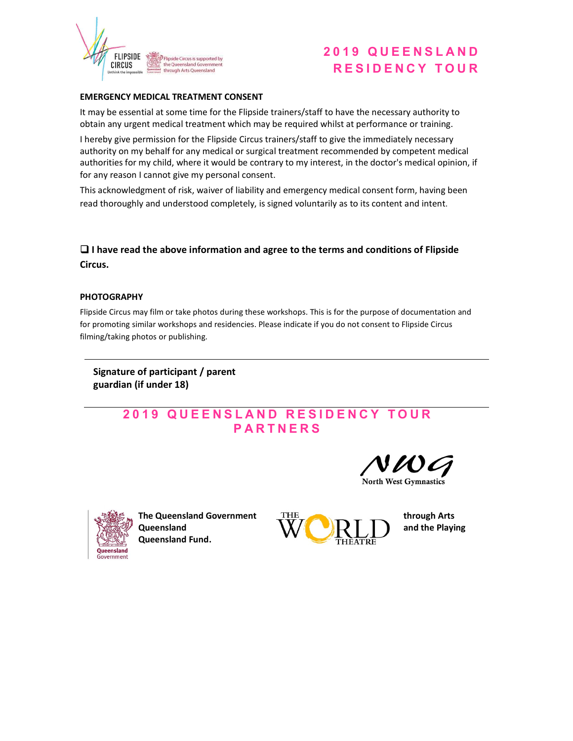## 2019 QUEENSLAND RESIDENCY TOUR

### EMERGENCY MEDICAL TREATMENT CONSENT

It may be essential at some time for the Flipside trainers/staff to have the necessary authority to obtain any urgent medical treatment which may be required whilst at performance or training.

I hereby give permission for the Flipside Circus trainers/staff to give the immediately necessary authority on my behalf for any medical or surgical treatment recommended by competent medical authorities for my child, where it would be contrary to my interest, in the doctor's medical opinion, if for any reason I cannot give my personal consent.

This acknowledgment of risk, waiver of liability and emergency medical consent form, having been read thoroughly and understood completely, is signed voluntarily as to its content and intent.

❑ **I have read the above information and agree to the terms and conditions of Flipside Circus.**

### PHOTOGRAPHY

Flipside Circus may film or take photos during these workshops. This is for the purpose of documentation and for promoting similar workshops and residencies. Please indicate if you do not consent to Flipside Circus filming/taking photos or publishing.

---

**Signature of participant / parent guardian (if under 18)**

---

## 2019 QUEENSLAND RESIDENCY TOUR PARTNERS

North West Gymnastics

**The Queensland Government through Arts Queensland and the Playing Queensland Fund.**

The World Theatre